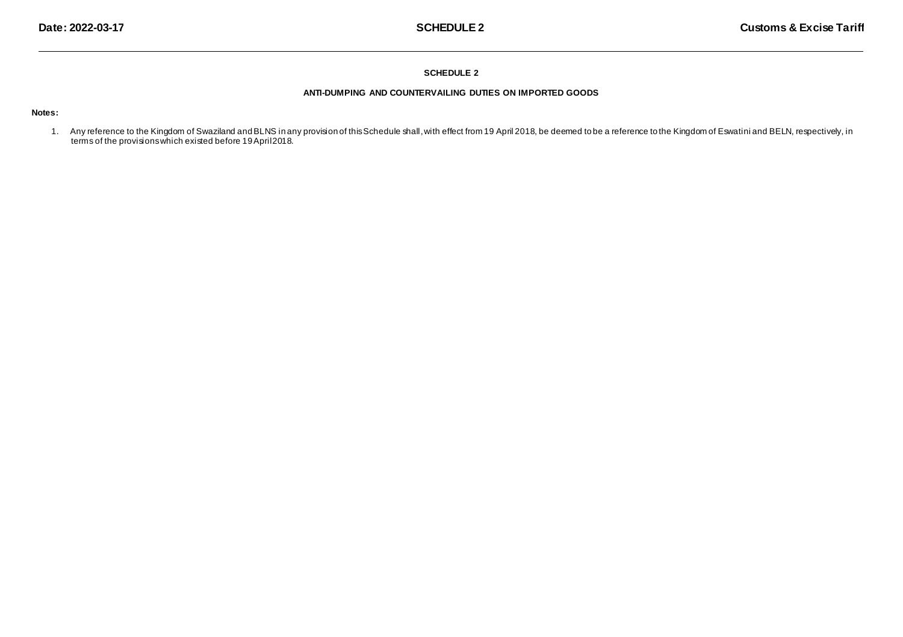# SCHEDULE 2

## ANTI-DUMPING AND COUNTERVAILING DUTIES ON IMPORTED GOODS

**Notes:**

1. Any reference to the Kingdom of Swaziland and BLNS in any provision of this Schedule shall, with effect from 19 April 2018, be deemed to be a reference to the Kingdom of Eswatini and BELN, respectively, in terms of the provisions which existed before 19 April 2018.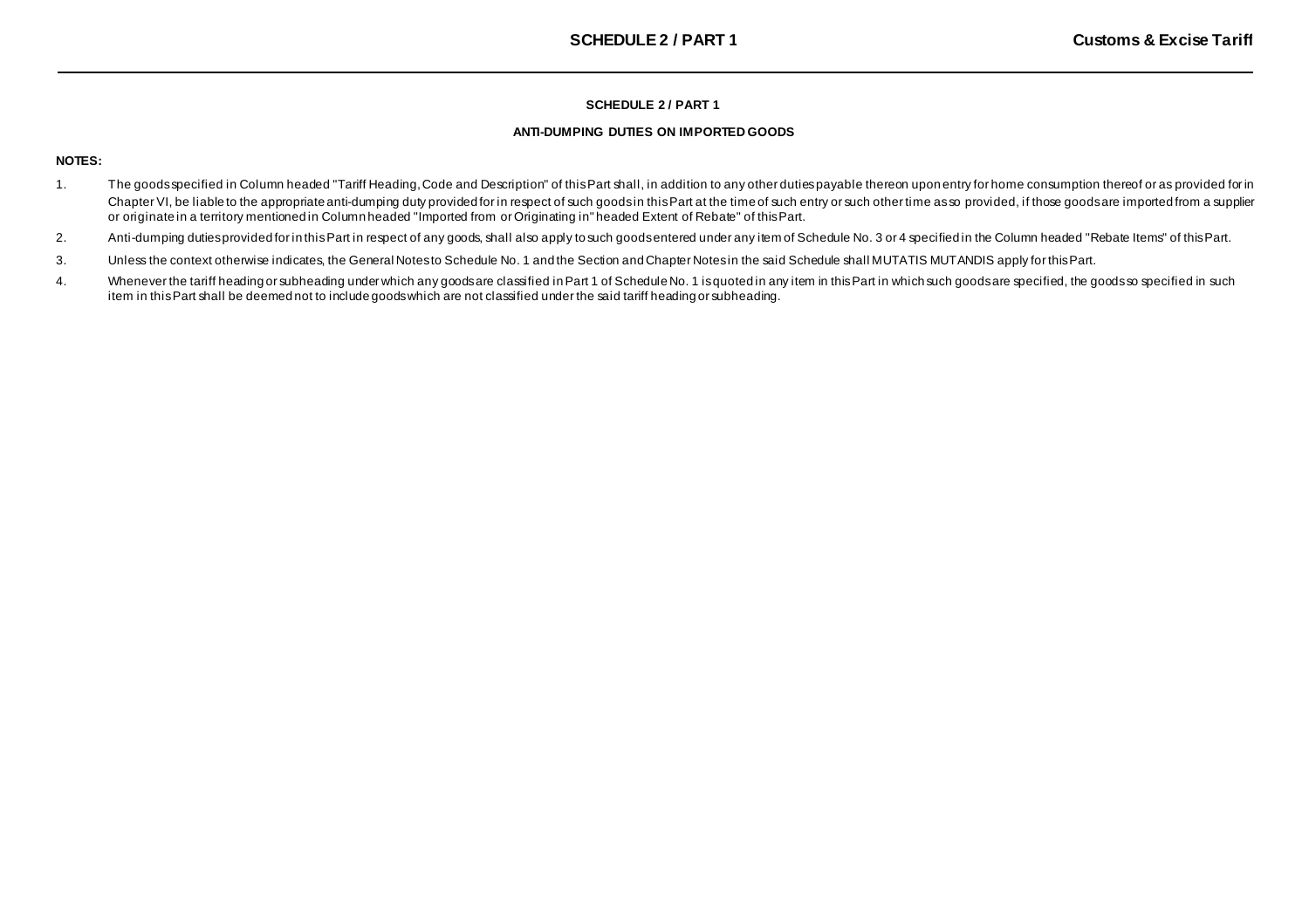## SCHEDULE 2 / PART 1

### ANTI-DUMPING DUTIES ON IMPORTED GOODS

**NOTES:**

1. The goods specified in Column headed "Tariff Heading, Code and Description" of this Part shall, in addition to any other duties payable thereon upon entry for home consumption thereof or as provided for in Chapter VI, be liable to the appropriate anti-dumping duty provided for in respect of such goods in this Part at the time of such entry or such other time as so provided, if those goods are imported from a supplier or originate in a territory mentioned in Column headed "Imported from or Originating in" headed Extent of Rebate" of this Part.
2. Anti-dumping duties provided for in this Part in respect of any goods, shall also apply to such goods entered under any item of Schedule No. 3 or 4 specified in the Column headed "Rebate Items" of this Part.
3. Unless the context otherwise indicates, the General Notes to Schedule No. 1 and the Section and Chapter Notes in the said Schedule shall MUTATIS MUTANDIS apply for this Part.
4. Whenever the tariff heading or subheading under which any goods are classified in Part 1 of Schedule No. 1 is quoted in any item in this Part in which such goods are specified, the goods so specified in such item in this Part shall be deemed not to include goods which are not classified under the said tariff heading or subheading.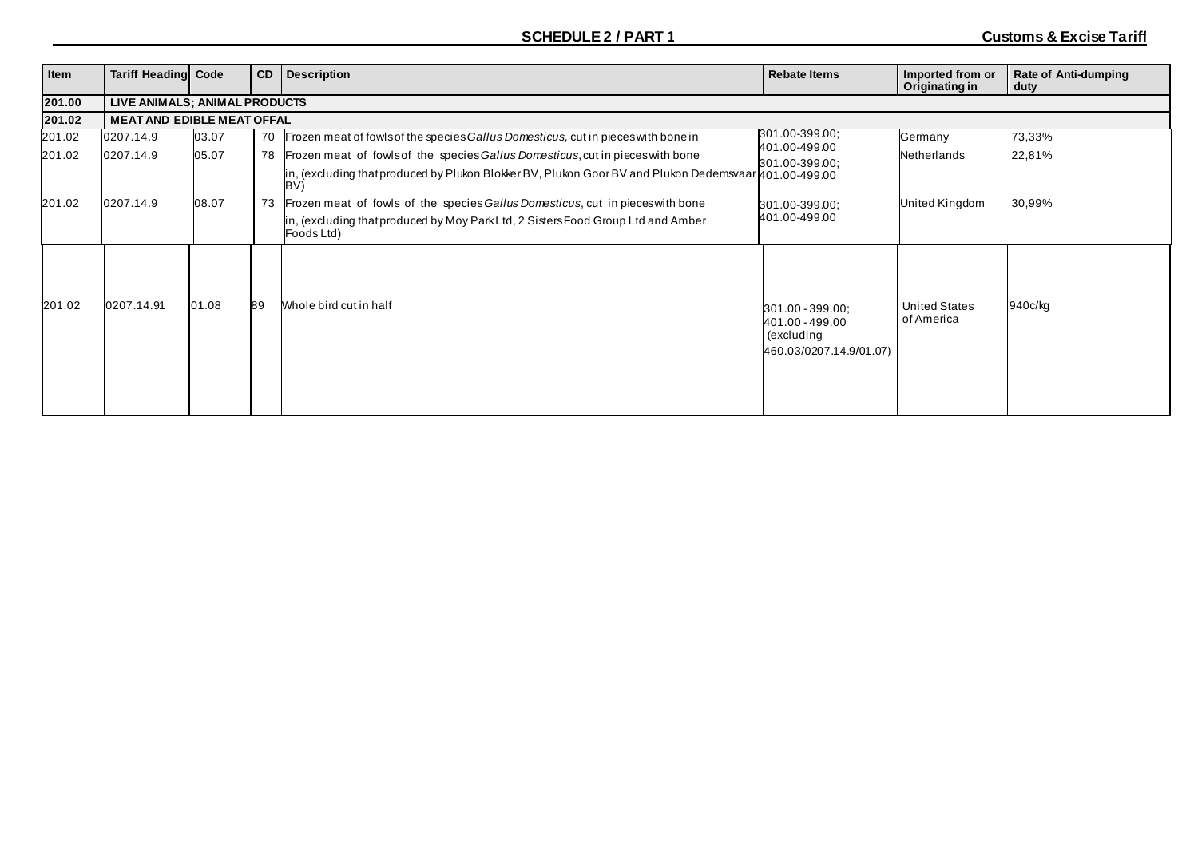| Item | Tariff Heading | Code | CD | Description | Rebate Items | Imported from or Originating in | Rate of Anti-dumping duty |
|---|---|---|---|---|---|---|---|
| **201.00** | **LIVE ANIMALS; ANIMAL PRODUCTS** | | | | | | |
| **201.02** | **MEAT AND EDIBLE MEAT OFFAL** | | | | | | |
| 201.02 | 0207.14.9 | 03.07 | 70 | Frozen meat of fowls of the species *Gallus Domesticus,* cut in pieces with bone in | 301.00-399.00; 401.00-499.00 | Germany | 73,33% |
| 201.02 | 0207.14.9 | 05.07 | 78 | Frozen meat of fowls of the species *Gallus Domesticus*, cut in pieces with bone in, (excluding that produced by Plukon Blokker BV, Plukon Goor BV and Plukon Dedemsvaar BV) | 301.00-399.00; 401.00-499.00 | Netherlands | 22,81% |
| 201.02 | 0207.14.9 | 08.07 | 73 | Frozen meat of fowls of the species *Gallus Domesticus*, cut in pieces with bone in, (excluding that produced by Moy Park Ltd, 2 Sisters Food Group Ltd and Amber Foods Ltd) | 301.00-399.00; 401.00-499.00 | United Kingdom | 30,99% |
| 201.02 | 0207.14.91 | 01.08 | 89 | Whole bird cut in half | 301.00 - 399.00; 401.00 - 499.00 (excluding 460.03/0207.14.9/01.07) | United States of America | 940c/kg |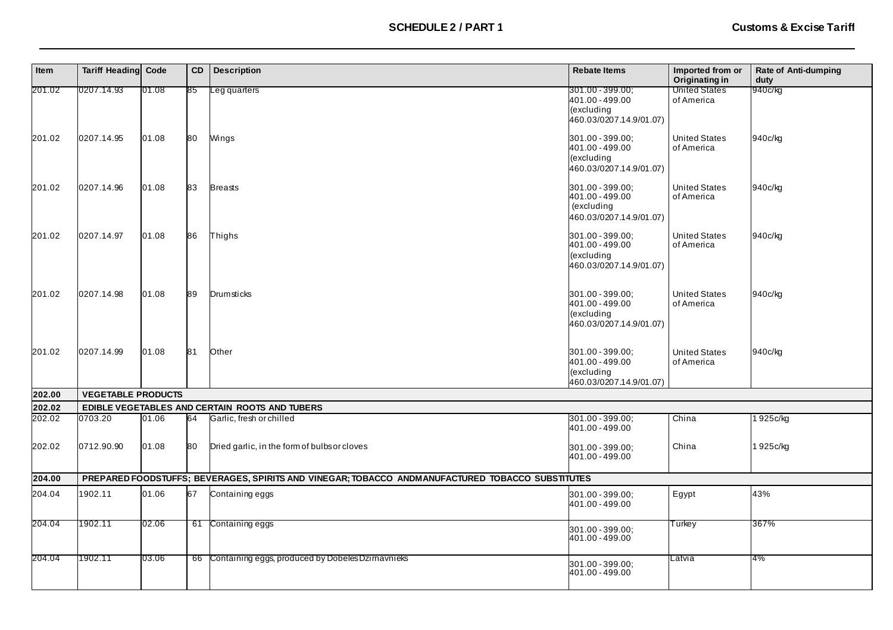| Item | Tariff Heading | Code | CD | Description | Rebate Items | Imported from or Originating in | Rate of Anti-dumping duty |
|---|---|---|---|---|---|---|---|
| 201.02 | 0207.14.93 | 01.08 | 85 | Leg quarters | 301.00 - 399.00; 401.00 - 499.00 (excluding 460.03/0207.14.9/01.07) | United States of America | 940c/kg |
| 201.02 | 0207.14.95 | 01.08 | 80 | Wings | 301.00 - 399.00; 401.00 - 499.00 (excluding 460.03/0207.14.9/01.07) | United States of America | 940c/kg |
| 201.02 | 0207.14.96 | 01.08 | 83 | Breasts | 301.00 - 399.00; 401.00 - 499.00 (excluding 460.03/0207.14.9/01.07) | United States of America | 940c/kg |
| 201.02 | 0207.14.97 | 01.08 | 86 | Thighs | 301.00 - 399.00; 401.00 - 499.00 (excluding 460.03/0207.14.9/01.07) | United States of America | 940c/kg |
| 201.02 | 0207.14.98 | 01.08 | 89 | Drumsticks | 301.00 - 399.00; 401.00 - 499.00 (excluding 460.03/0207.14.9/01.07) | United States of America | 940c/kg |
| 201.02 | 0207.14.99 | 01.08 | 81 | Other | 301.00 - 399.00; 401.00 - 499.00 (excluding 460.03/0207.14.9/01.07) | United States of America | 940c/kg |
| **202.00** | **VEGETABLE PRODUCTS** | | | | | | |
| **202.02** | **EDIBLE VEGETABLES AND CERTAIN ROOTS AND TUBERS** | | | | | | |
| 202.02 | 0703.20 | 01.06 | 64 | Garlic, fresh or chilled | 301.00 - 399.00; 401.00 - 499.00 | China | 1 925c/kg |
| 202.02 | 0712.90.90 | 01.08 | 80 | Dried garlic, in the form of bulbs or cloves | 301.00 - 399.00; 401.00 - 499.00 | China | 1 925c/kg |
| **204.00** | **PREPARED FOODSTUFFS; BEVERAGES, SPIRITS AND VINEGAR; TOBACCO ANDMANUFACTURED TOBACCO SUBSTITUTES** | | | | | | |
| 204.04 | 1902.11 | 01.06 | 67 | Containing eggs | 301.00 - 399.00; 401.00 - 499.00 | Egypt | 43% |
| 204.04 | 1902.11 | 02.06 | 61 | Containing eggs | 301.00 - 399.00; 401.00 - 499.00 | Turkey | 367% |
| 204.04 | 1902.11 | 03.06 | 66 | Containing eggs, produced by Dobeles Dzirnavnieks | 301.00 - 399.00; 401.00 - 499.00 | Latvia | 4% |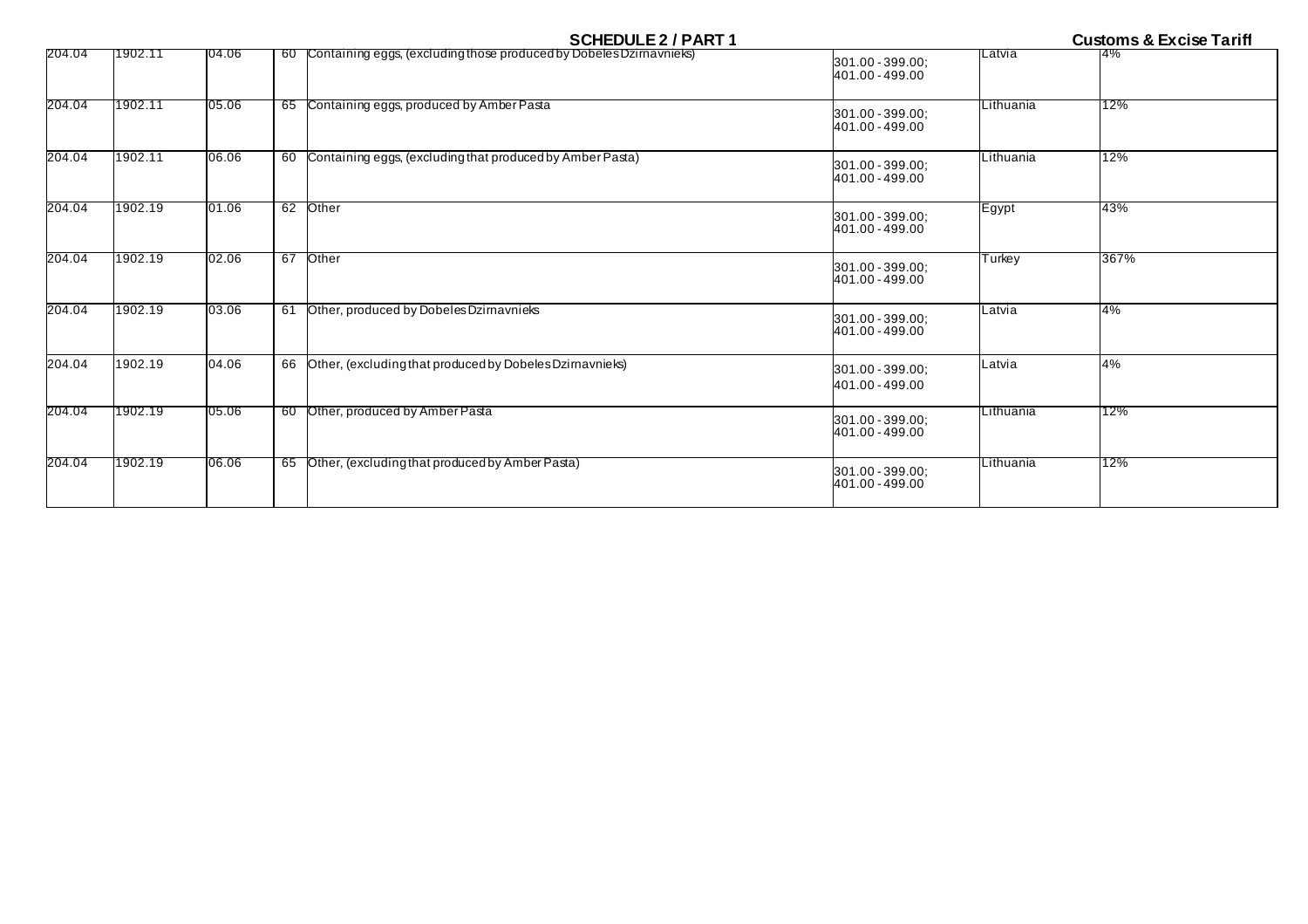| 204.04 | 1902.11 | 04.06 | 60 | Containing eggs, (excluding those produced by Dobeles Dzirnavnieks) | 301.00 - 399.00; 401.00 - 499.00 | Latvia | 4% |
|---|---|---|---|---|---|---|---|
| 204.04 | 1902.11 | 05.06 | 65 | Containing eggs, produced by Amber Pasta | 301.00 - 399.00; 401.00 - 499.00 | Lithuania | 12% |
| 204.04 | 1902.11 | 06.06 | 60 | Containing eggs, (excluding that produced by Amber Pasta) | 301.00 - 399.00; 401.00 - 499.00 | Lithuania | 12% |
| 204.04 | 1902.19 | 01.06 | 62 | Other | 301.00 - 399.00; 401.00 - 499.00 | Egypt | 43% |
| 204.04 | 1902.19 | 02.06 | 67 | Other | 301.00 - 399.00; 401.00 - 499.00 | Turkey | 367% |
| 204.04 | 1902.19 | 03.06 | 61 | Other, produced by Dobeles Dzirnavnieks | 301.00 - 399.00; 401.00 - 499.00 | Latvia | 4% |
| 204.04 | 1902.19 | 04.06 | 66 | Other, (excluding that produced by Dobeles Dzirnavnieks) | 301.00 - 399.00; 401.00 - 499.00 | Latvia | 4% |
| 204.04 | 1902.19 | 05.06 | 60 | Other, produced by Amber Pasta | 301.00 - 399.00; 401.00 - 499.00 | Lithuania | 12% |
| 204.04 | 1902.19 | 06.06 | 65 | Other, (excluding that produced by Amber Pasta) | 301.00 - 399.00; 401.00 - 499.00 | Lithuania | 12% |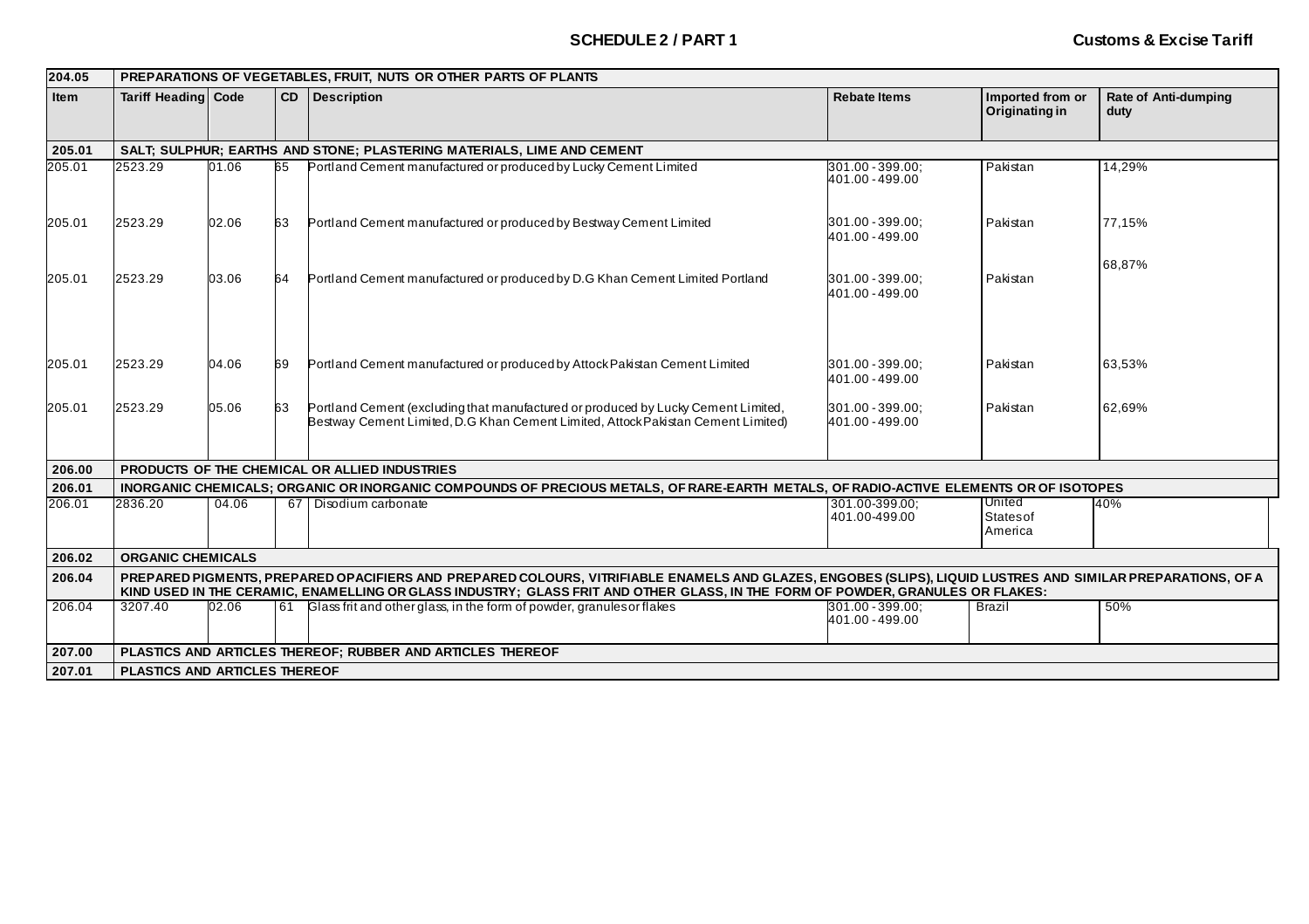| 204.05 | PREPARATIONS OF VEGETABLES, FRUIT, NUTS OR OTHER PARTS OF PLANTS | | | | | | |
|---|---|---|---|---|---|---|---|
| **Item** | **Tariff Heading** | **Code** | **CD** | **Description** | **Rebate Items** | **Imported from or Originating in** | **Rate of Anti-dumping duty** |
| **205.01** | **SALT; SULPHUR; EARTHS AND STONE; PLASTERING MATERIALS, LIME AND CEMENT** | | | | | | |
| 205.01 | 2523.29 | 01.06 | 65 | Portland Cement manufactured or produced by Lucky Cement Limited | 301.00 - 399.00; 401.00 - 499.00 | Pakistan | 14,29% |
| 205.01 | 2523.29 | 02.06 | 63 | Portland Cement manufactured or produced by Bestway Cement Limited | 301.00 - 399.00; 401.00 - 499.00 | Pakistan | 77,15% |
| 205.01 | 2523.29 | 03.06 | 64 | Portland Cement manufactured or produced by D.G Khan Cement Limited Portland | 301.00 - 399.00; 401.00 - 499.00 | Pakistan | 68,87% |
| 205.01 | 2523.29 | 04.06 | 69 | Portland Cement manufactured or produced by Attock Pakistan Cement Limited | 301.00 - 399.00; 401.00 - 499.00 | Pakistan | 63,53% |
| 205.01 | 2523.29 | 05.06 | 63 | Portland Cement (excluding that manufactured or produced by Lucky Cement Limited, Bestway Cement Limited, D.G Khan Cement Limited, Attock Pakistan Cement Limited) | 301.00 - 399.00; 401.00 - 499.00 | Pakistan | 62,69% |
| **206.00** | **PRODUCTS OF THE CHEMICAL OR ALLIED INDUSTRIES** | | | | | | |
| **206.01** | **INORGANIC CHEMICALS; ORGANIC OR INORGANIC COMPOUNDS OF PRECIOUS METALS, OF RARE-EARTH METALS, OF RADIO-ACTIVE ELEMENTS OR OF ISOTOPES** | | | | | | |
| 206.01 | 2836.20 | 04.06 | 67 | Disodium carbonate | 301.00-399.00; 401.00-499.00 | United States of America | 40% |
| **206.02** | **ORGANIC CHEMICALS** | | | | | | |
| **206.04** | **PREPARED PIGMENTS, PREPARED OPACIFIERS AND PREPARED COLOURS, VITRIFIABLE ENAMELS AND GLAZES, ENGOBES (SLIPS), LIQUID LUSTRES AND SIMILAR PREPARATIONS, OF A KIND USED IN THE CERAMIC, ENAMELLING OR GLASS INDUSTRY; GLASS FRIT AND OTHER GLASS, IN THE FORM OF POWDER, GRANULES OR FLAKES:** | | | | | | |
| 206.04 | 3207.40 | 02.06 | 61 | Glass frit and other glass, in the form of powder, granules or flakes | 301.00 - 399.00; 401.00 - 499.00 | Brazil | 50% |
| **207.00** | **PLASTICS AND ARTICLES THEREOF; RUBBER AND ARTICLES THEREOF** | | | | | | |
| **207.01** | **PLASTICS AND ARTICLES THEREOF** | | | | | | |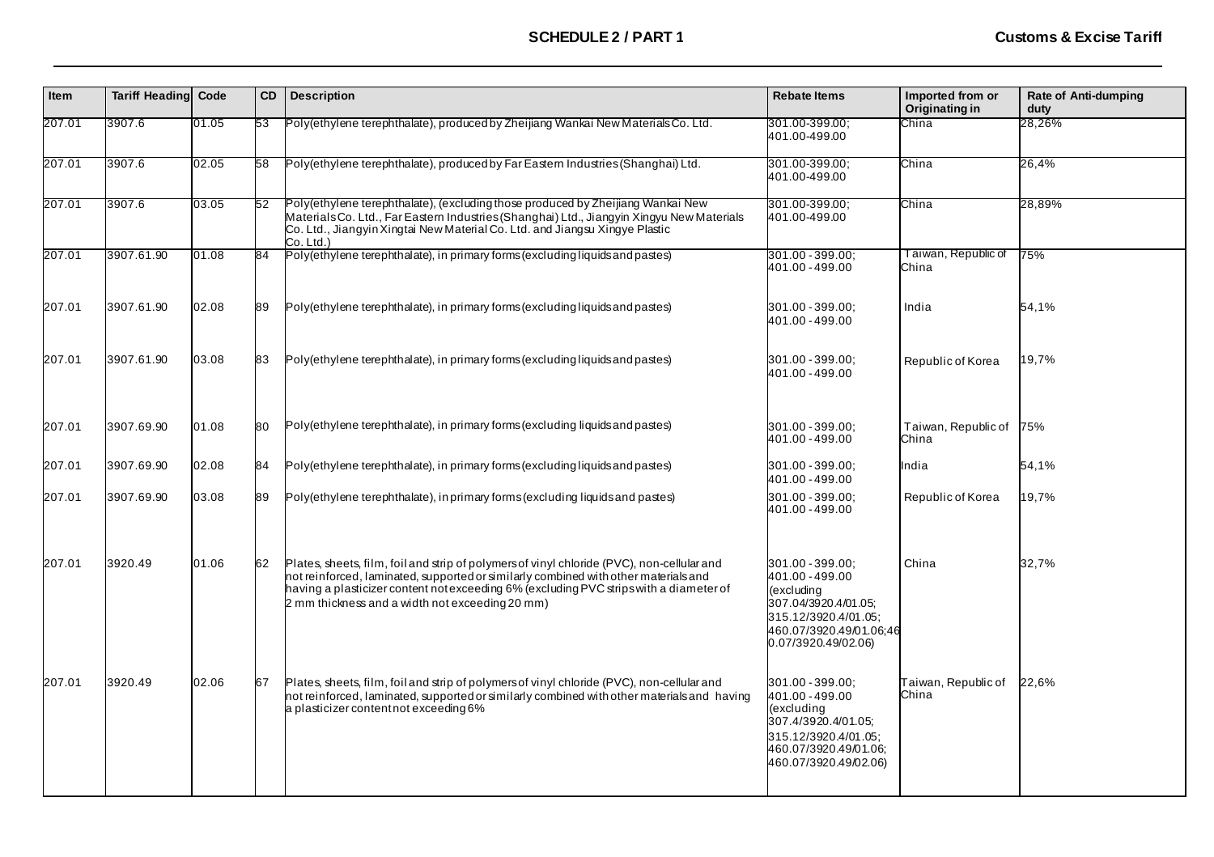| Item | Tariff Heading | Code | CD | Description | Rebate Items | Imported from or Originating in | Rate of Anti-dumping duty |
|---|---|---|---|---|---|---|---|
| 207.01 | 3907.6 | 01.05 | 53 | Poly(ethylene terephthalate), produced by Zheijiang Wankai New Materials Co. Ltd. | 301.00-399.00; 401.00-499.00 | China | 28,26% |
| 207.01 | 3907.6 | 02.05 | 58 | Poly(ethylene terephthalate), produced by Far Eastern Industries (Shanghai) Ltd. | 301.00-399.00; 401.00-499.00 | China | 26,4% |
| 207.01 | 3907.6 | 03.05 | 52 | Poly(ethylene terephthalate), (excluding those produced by Zheijiang Wankai New Materials Co. Ltd., Far Eastern Industries (Shanghai) Ltd., Jiangyin Xingyu New Materials Co. Ltd., Jiangyin Xingtai New Material Co. Ltd. and Jiangsu Xingye Plastic Co. Ltd.) | 301.00-399.00; 401.00-499.00 | China | 28,89% |
| 207.01 | 3907.61.90 | 01.08 | 84 | Poly(ethylene terephthalate), in primary forms (excluding liquids and pastes) | 301.00 - 399.00; 401.00 - 499.00 | Taiwan, Republic of China | 75% |
| 207.01 | 3907.61.90 | 02.08 | 89 | Poly(ethylene terephthalate), in primary forms (excluding liquids and pastes) | 301.00 - 399.00; 401.00 - 499.00 | India | 54,1% |
| 207.01 | 3907.61.90 | 03.08 | 83 | Poly(ethylene terephthalate), in primary forms (excluding liquids and pastes) | 301.00 - 399.00; 401.00 - 499.00 | Republic of Korea | 19,7% |
| 207.01 | 3907.69.90 | 01.08 | 80 | Poly(ethylene terephthalate), in primary forms (excluding liquids and pastes) | 301.00 - 399.00; 401.00 - 499.00 | Taiwan, Republic of China | 75% |
| 207.01 | 3907.69.90 | 02.08 | 84 | Poly(ethylene terephthalate), in primary forms (excluding liquids and pastes) | 301.00 - 399.00; 401.00 - 499.00 | India | 54,1% |
| 207.01 | 3907.69.90 | 03.08 | 89 | Poly(ethylene terephthalate), in primary forms (excluding liquids and pastes) | 301.00 - 399.00; 401.00 - 499.00 | Republic of Korea | 19,7% |
| 207.01 | 3920.49 | 01.06 | 62 | Plates, sheets, film, foil and strip of polymers of vinyl chloride (PVC), non-cellular and not reinforced, laminated, supported or similarly combined with other materials and having a plasticizer content not exceeding 6% (excluding PVC strips with a diameter of 2 mm thickness and a width not exceeding 20 mm) | 301.00 - 399.00; 401.00 - 499.00 (excluding 307.04/3920.4/01.05; 315.12/3920.4/01.05; 460.07/3920.49/01.06;460.07/3920.49/02.06) | China | 32,7% |
| 207.01 | 3920.49 | 02.06 | 67 | Plates, sheets, film, foil and strip of polymers of vinyl chloride (PVC), non-cellular and not reinforced, laminated, supported or similarly combined with other materials and having a plasticizer content not exceeding 6% | 301.00 - 399.00; 401.00 - 499.00 (excluding 307.4/3920.4/01.05; 315.12/3920.4/01.05; 460.07/3920.49/01.06; 460.07/3920.49/02.06) | Taiwan, Republic of China | 22,6% |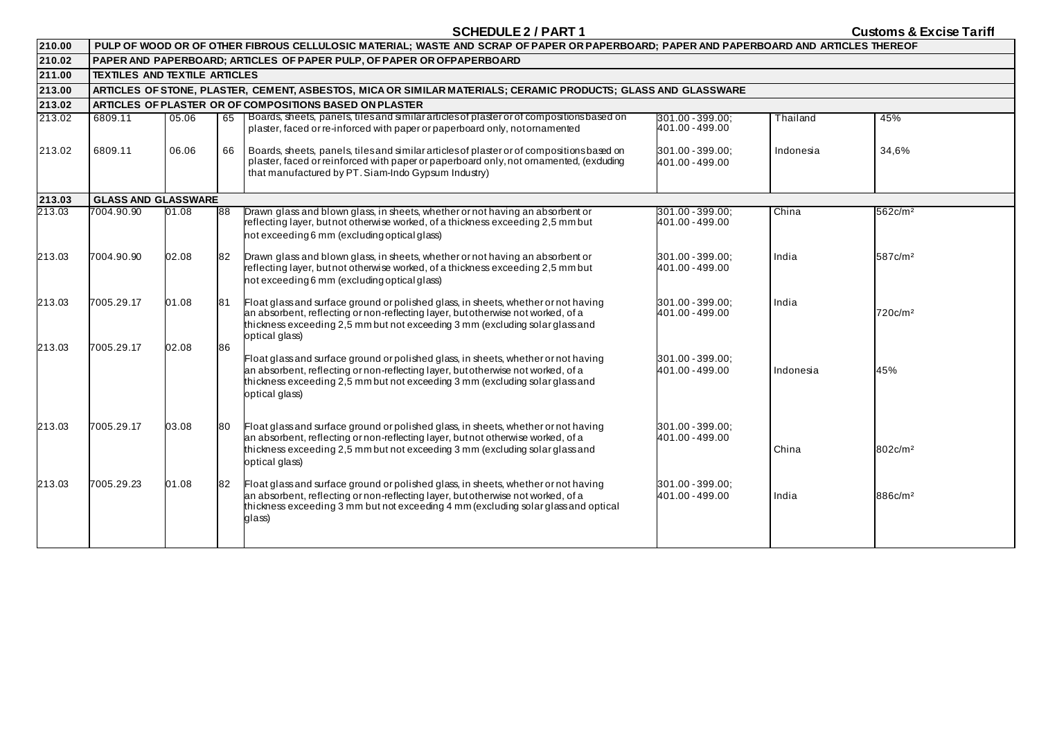## SCHEDULE 2 / PART 1

| | | | | | | | |
|---|---|---|---|---|---|---|---|
| **210.00** | **PULP OF WOOD OR OF OTHER FIBROUS CELLULOSIC MATERIAL; WASTE AND SCRAP OF PAPER OR PAPERBOARD; PAPER AND PAPERBOARD AND ARTICLES THEREOF** | | | | | | |
| **210.02** | **PAPER AND PAPERBOARD; ARTICLES OF PAPER PULP, OF PAPER OR OFPAPERBOARD** | | | | | | |
| **211.00** | **TEXTILES AND TEXTILE ARTICLES** | | | | | | |
| **213.00** | **ARTICLES OF STONE, PLASTER, CEMENT, ASBESTOS, MICA OR SIMILAR MATERIALS; CERAMIC PRODUCTS; GLASS AND GLASSWARE** | | | | | | |
| **213.02** | **ARTICLES OF PLASTER OR OF COMPOSITIONS BASED ON PLASTER** | | | | | | |
| 213.02 | 6809.11 | 05.06 | 65 | Boards, sheets, panels, tiles and similar articles of plaster or of compositions based on plaster, faced or re-inforced with paper or paperboard only, not ornamented | 301.00 - 399.00; 401.00 - 499.00 | Thailand | 45% |
| 213.02 | 6809.11 | 06.06 | 66 | Boards, sheets, panels, tiles and similar articles of plaster or of compositions based on plaster, faced or reinforced with paper or paperboard only, not ornamented, (excluding that manufactured by PT. Siam-Indo Gypsum Industry) | 301.00 - 399.00; 401.00 - 499.00 | Indonesia | 34,6% |
| **213.03** | **GLASS AND GLASSWARE** | | | | | | |
| 213.03 | 7004.90.90 | 01.08 | 88 | Drawn glass and blown glass, in sheets, whether or not having an absorbent or reflecting layer, but not otherwise worked, of a thickness exceeding 2,5 mm but not exceeding 6 mm (excluding optical glass) | 301.00 - 399.00; 401.00 - 499.00 | China | 562c/m² |
| 213.03 | 7004.90.90 | 02.08 | 82 | Drawn glass and blown glass, in sheets, whether or not having an absorbent or reflecting layer, but not otherwise worked, of a thickness exceeding 2,5 mm but not exceeding 6 mm (excluding optical glass) | 301.00 - 399.00; 401.00 - 499.00 | India | 587c/m² |
| 213.03 | 7005.29.17 | 01.08 | 81 | Float glass and surface ground or polished glass, in sheets, whether or not having an absorbent, reflecting or non-reflecting layer, but otherwise not worked, of a thickness exceeding 2,5 mm but not exceeding 3 mm (excluding solar glass and optical glass) | 301.00 - 399.00; 401.00 - 499.00 | India | 720c/m² |
| 213.03 | 7005.29.17 | 02.08 | 86 | Float glass and surface ground or polished glass, in sheets, whether or not having an absorbent, reflecting or non-reflecting layer, but otherwise not worked, of a thickness exceeding 2,5 mm but not exceeding 3 mm (excluding solar glass and optical glass) | 301.00 - 399.00; 401.00 - 499.00 | Indonesia | 45% |
| 213.03 | 7005.29.17 | 03.08 | 80 | Float glass and surface ground or polished glass, in sheets, whether or not having an absorbent, reflecting or non-reflecting layer, but not otherwise worked, of a thickness exceeding 2,5 mm but not exceeding 3 mm (excluding solar glass and optical glass) | 301.00 - 399.00; 401.00 - 499.00 | China | 802c/m² |
| 213.03 | 7005.29.23 | 01.08 | 82 | Float glass and surface ground or polished glass, in sheets, whether or not having an absorbent, reflecting or non-reflecting layer, but otherwise not worked, of a thickness exceeding 3 mm but not exceeding 4 mm (excluding solar glass and optical glass) | 301.00 - 399.00; 401.00 - 499.00 | India | 886c/m² |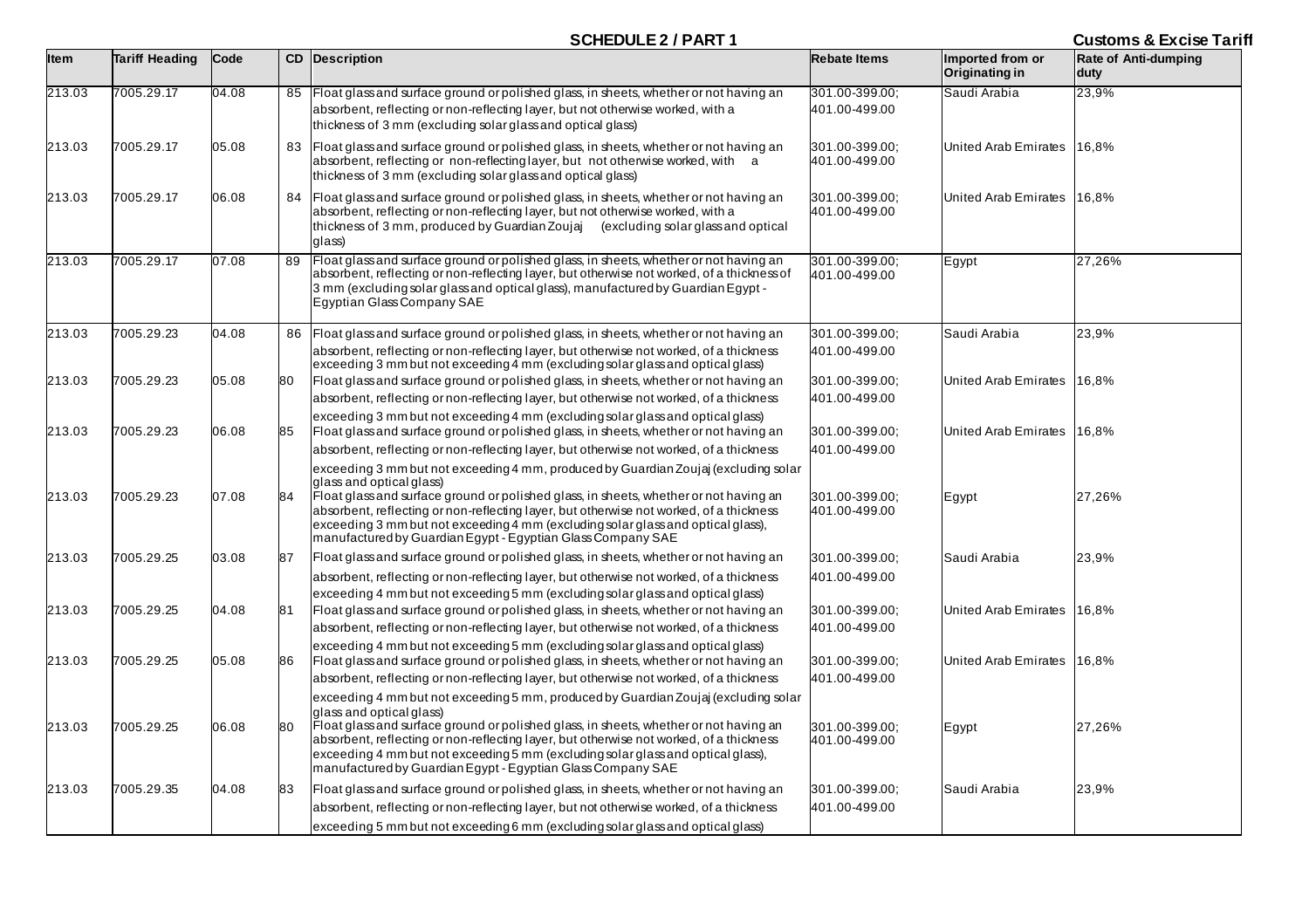## SCHEDULE 2 / PART 1

| Item | Tariff Heading | Code | CD | Description | Rebate Items | Imported from or Originating in | Rate of Anti-dumping duty |
|---|---|---|---|---|---|---|---|
| 213.03 | 7005.29.17 | 04.08 | 85 | Float glass and surface ground or polished glass, in sheets, whether or not having an absorbent, reflecting or non-reflecting layer, but not otherwise worked, with a thickness of 3 mm (excluding solar glass and optical glass) | 301.00-399.00; 401.00-499.00 | Saudi Arabia | 23,9% |
| 213.03 | 7005.29.17 | 05.08 | 83 | Float glass and surface ground or polished glass, in sheets, whether or not having an absorbent, reflecting or non-reflecting layer, but not otherwise worked, with a thickness of 3 mm (excluding solar glass and optical glass) | 301.00-399.00; 401.00-499.00 | United Arab Emirates | 16,8% |
| 213.03 | 7005.29.17 | 06.08 | 84 | Float glass and surface ground or polished glass, in sheets, whether or not having an absorbent, reflecting or non-reflecting layer, but not otherwise worked, with a thickness of 3 mm, produced by Guardian Zoujaj (excluding solar glass and optical glass) | 301.00-399.00; 401.00-499.00 | United Arab Emirates | 16,8% |
| 213.03 | 7005.29.17 | 07.08 | 89 | Float glass and surface ground or polished glass, in sheets, whether or not having an absorbent, reflecting or non-reflecting layer, but otherwise not worked, of a thickness of 3 mm (excluding solar glass and optical glass), manufactured by Guardian Egypt - Egyptian Glass Company SAE | 301.00-399.00; 401.00-499.00 | Egypt | 27,26% |
| 213.03 | 7005.29.23 | 04.08 | 86 | Float glass and surface ground or polished glass, in sheets, whether or not having an absorbent, reflecting or non-reflecting layer, but otherwise not worked, of a thickness exceeding 3 mm but not exceeding 4 mm (excluding solar glass and optical glass) | 301.00-399.00; 401.00-499.00 | Saudi Arabia | 23,9% |
| 213.03 | 7005.29.23 | 05.08 | 80 | Float glass and surface ground or polished glass, in sheets, whether or not having an absorbent, reflecting or non-reflecting layer, but otherwise not worked, of a thickness exceeding 3 mm but not exceeding 4 mm (excluding solar glass and optical glass) | 301.00-399.00; 401.00-499.00 | United Arab Emirates | 16,8% |
| 213.03 | 7005.29.23 | 06.08 | 85 | Float glass and surface ground or polished glass, in sheets, whether or not having an absorbent, reflecting or non-reflecting layer, but otherwise not worked, of a thickness exceeding 3 mm but not exceeding 4 mm, produced by Guardian Zoujaj (excluding solar glass and optical glass) | 301.00-399.00; 401.00-499.00 | United Arab Emirates | 16,8% |
| 213.03 | 7005.29.23 | 07.08 | 84 | Float glass and surface ground or polished glass, in sheets, whether or not having an absorbent, reflecting or non-reflecting layer, but otherwise not worked, of a thickness exceeding 3 mm but not exceeding 4 mm (excluding solar glass and optical glass), manufactured by Guardian Egypt - Egyptian Glass Company SAE | 301.00-399.00; 401.00-499.00 | Egypt | 27,26% |
| 213.03 | 7005.29.25 | 03.08 | 87 | Float glass and surface ground or polished glass, in sheets, whether or not having an absorbent, reflecting or non-reflecting layer, but otherwise not worked, of a thickness exceeding 4 mm but not exceeding 5 mm (excluding solar glass and optical glass) | 301.00-399.00; 401.00-499.00 | Saudi Arabia | 23,9% |
| 213.03 | 7005.29.25 | 04.08 | 81 | Float glass and surface ground or polished glass, in sheets, whether or not having an absorbent, reflecting or non-reflecting layer, but otherwise not worked, of a thickness exceeding 4 mm but not exceeding 5 mm (excluding solar glass and optical glass) | 301.00-399.00; 401.00-499.00 | United Arab Emirates | 16,8% |
| 213.03 | 7005.29.25 | 05.08 | 86 | Float glass and surface ground or polished glass, in sheets, whether or not having an absorbent, reflecting or non-reflecting layer, but otherwise not worked, of a thickness exceeding 4 mm but not exceeding 5 mm, produced by Guardian Zoujaj (excluding solar glass and optical glass) | 301.00-399.00; 401.00-499.00 | United Arab Emirates | 16,8% |
| 213.03 | 7005.29.25 | 06.08 | 80 | Float glass and surface ground or polished glass, in sheets, whether or not having an absorbent, reflecting or non-reflecting layer, but otherwise not worked, of a thickness exceeding 4 mm but not exceeding 5 mm (excluding solar glass and optical glass), manufactured by Guardian Egypt - Egyptian Glass Company SAE | 301.00-399.00; 401.00-499.00 | Egypt | 27,26% |
| 213.03 | 7005.29.35 | 04.08 | 83 | Float glass and surface ground or polished glass, in sheets, whether or not having an absorbent, reflecting or non-reflecting layer, but not otherwise worked, of a thickness exceeding 5 mm but not exceeding 6 mm (excluding solar glass and optical glass) | 301.00-399.00; 401.00-499.00 | Saudi Arabia | 23,9% |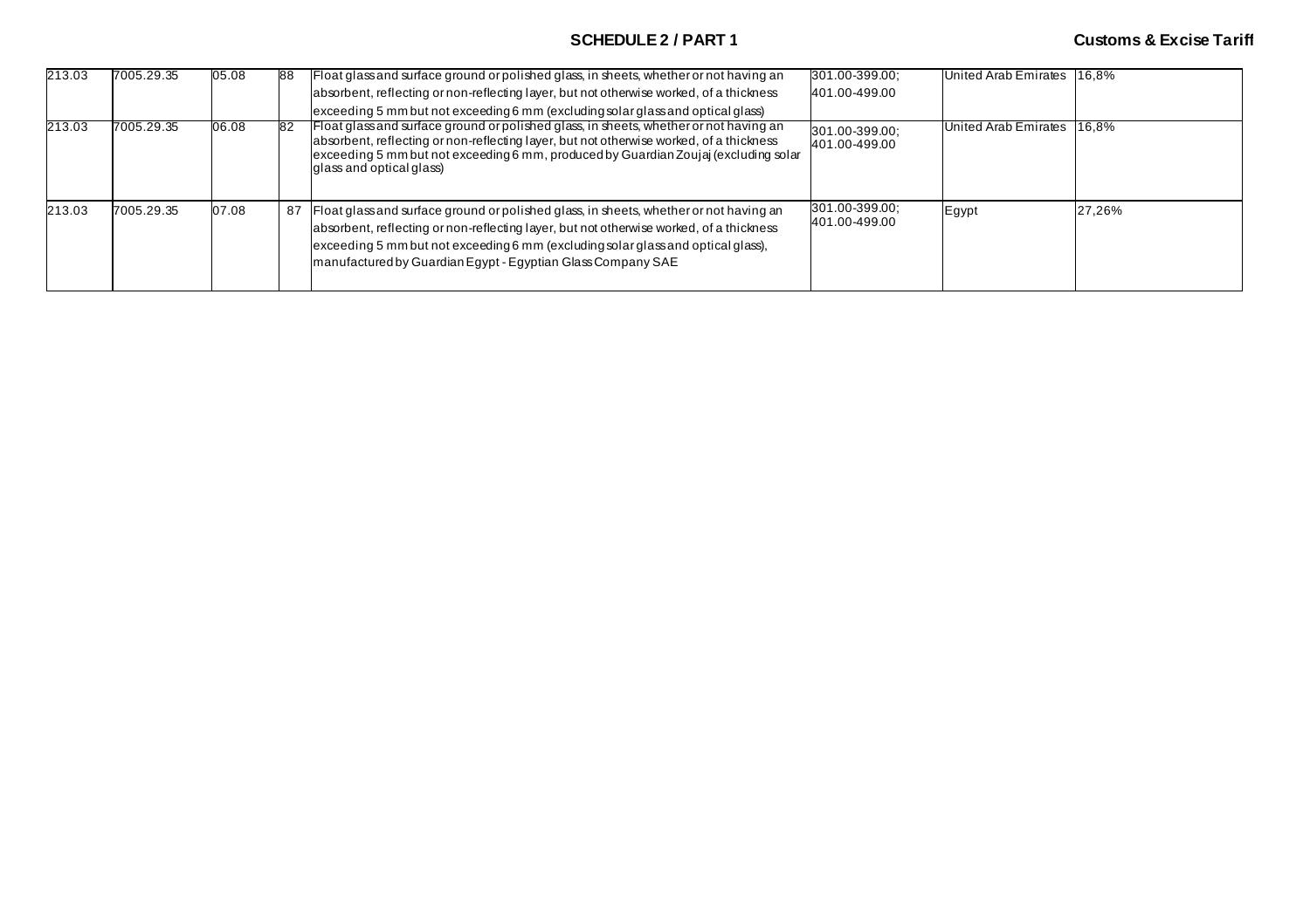| 213.03 | 7005.29.35 | 05.08 | 88 | Float glass and surface ground or polished glass, in sheets, whether or not having an absorbent, reflecting or non-reflecting layer, but not otherwise worked, of a thickness exceeding 5 mm but not exceeding 6 mm (excluding solar glass and optical glass) | 301.00-399.00; 401.00-499.00 | United Arab Emirates | 16,8% |
|---|---|---|---|---|---|---|---|
| 213.03 | 7005.29.35 | 06.08 | 82 | Float glass and surface ground or polished glass, in sheets, whether or not having an absorbent, reflecting or non-reflecting layer, but not otherwise worked, of a thickness exceeding 5 mm but not exceeding 6 mm, produced by Guardian Zoujaj (excluding solar glass and optical glass) | 301.00-399.00; 401.00-499.00 | United Arab Emirates | 16,8% |
| 213.03 | 7005.29.35 | 07.08 | 87 | Float glass and surface ground or polished glass, in sheets, whether or not having an absorbent, reflecting or non-reflecting layer, but not otherwise worked, of a thickness exceeding 5 mm but not exceeding 6 mm (excluding solar glass and optical glass), manufactured by Guardian Egypt - Egyptian Glass Company SAE | 301.00-399.00; 401.00-499.00 | Egypt | 27,26% |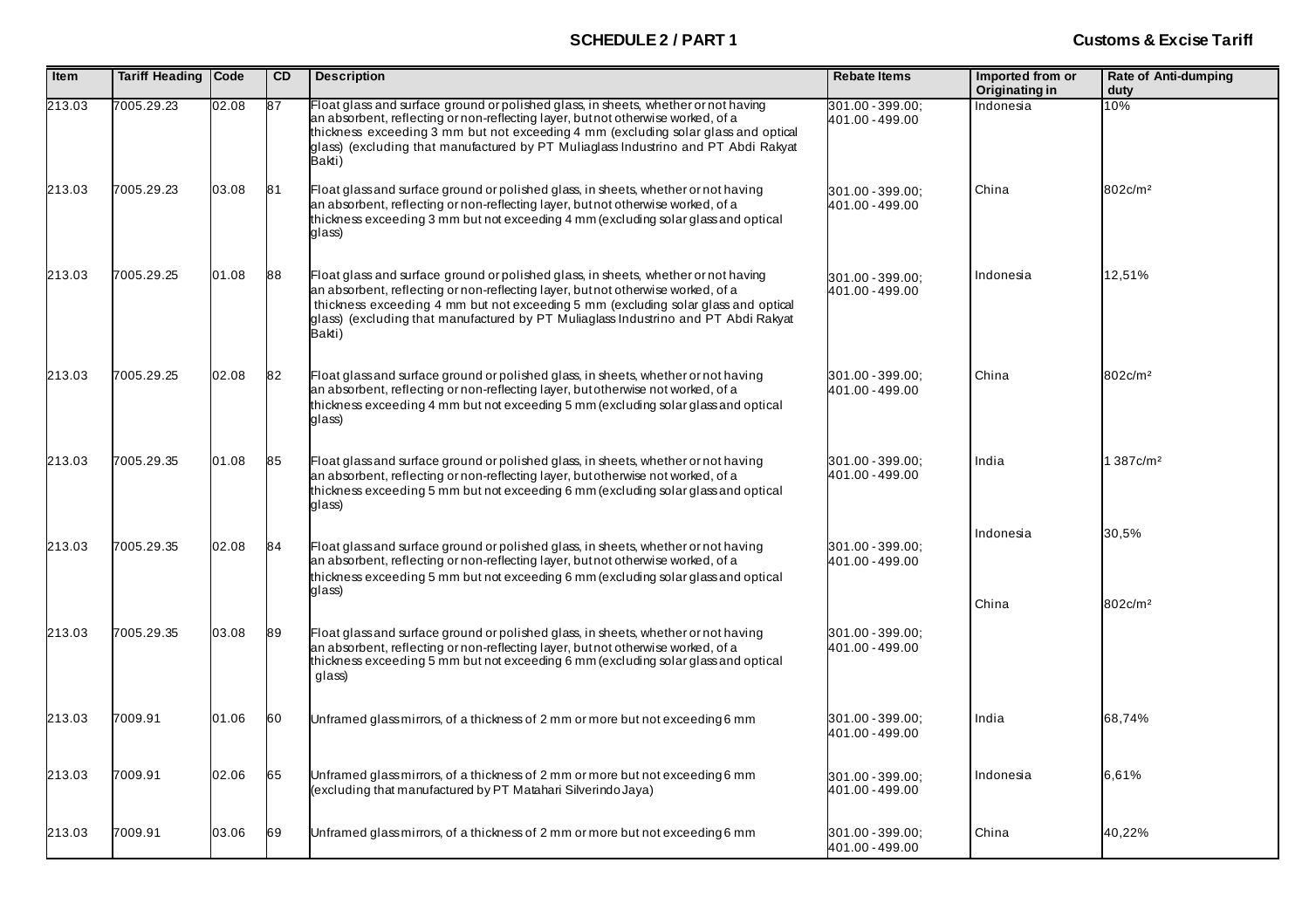| Item | Tariff Heading | Code | CD | Description | Rebate Items | Imported from or Originating in | Rate of Anti-dumping duty |
|---|---|---|---|---|---|---|---|
| 213.03 | 7005.29.23 | 02.08 | 87 | Float glass and surface ground or polished glass, in sheets, whether or not having an absorbent, reflecting or non-reflecting layer, but not otherwise worked, of a thickness exceeding 3 mm but not exceeding 4 mm (excluding solar glass and optical glass) (excluding that manufactured by PT Muliaglass Industrino and PT Abdi Rakyat Bakti) | 301.00 - 399.00; 401.00 - 499.00 | Indonesia | 10% |
| 213.03 | 7005.29.23 | 03.08 | 81 | Float glass and surface ground or polished glass, in sheets, whether or not having an absorbent, reflecting or non-reflecting layer, but not otherwise worked, of a thickness exceeding 3 mm but not exceeding 4 mm (excluding solar glass and optical glass) | 301.00 - 399.00; 401.00 - 499.00 | China | 802c/m² |
| 213.03 | 7005.29.25 | 01.08 | 88 | Float glass and surface ground or polished glass, in sheets, whether or not having an absorbent, reflecting or non-reflecting layer, but not otherwise worked, of a thickness exceeding 4 mm but not exceeding 5 mm (excluding solar glass and optical glass) (excluding that manufactured by PT Muliaglass Industrino and PT Abdi Rakyat Bakti) | 301.00 - 399.00; 401.00 - 499.00 | Indonesia | 12,51% |
| 213.03 | 7005.29.25 | 02.08 | 82 | Float glass and surface ground or polished glass, in sheets, whether or not having an absorbent, reflecting or non-reflecting layer, but otherwise not worked, of a thickness exceeding 4 mm but not exceeding 5 mm (excluding solar glass and optical glass) | 301.00 - 399.00; 401.00 - 499.00 | China | 802c/m² |
| 213.03 | 7005.29.35 | 01.08 | 85 | Float glass and surface ground or polished glass, in sheets, whether or not having an absorbent, reflecting or non-reflecting layer, but otherwise not worked, of a thickness exceeding 5 mm but not exceeding 6 mm (excluding solar glass and optical glass) | 301.00 - 399.00; 401.00 - 499.00 | India | 1 387c/m² |
| 213.03 | 7005.29.35 | 02.08 | 84 | Float glass and surface ground or polished glass, in sheets, whether or not having an absorbent, reflecting or non-reflecting layer, but not otherwise worked, of a thickness exceeding 5 mm but not exceeding 6 mm (excluding solar glass and optical glass) | 301.00 - 399.00; 401.00 - 499.00 | Indonesia | 30,5% |
| 213.03 | 7005.29.35 | 03.08 | 89 | Float glass and surface ground or polished glass, in sheets, whether or not having an absorbent, reflecting or non-reflecting layer, but not otherwise worked, of a thickness exceeding 5 mm but not exceeding 6 mm (excluding solar glass and optical glass) | 301.00 - 399.00; 401.00 - 499.00 | China | 802c/m² |
| 213.03 | 7009.91 | 01.06 | 60 | Unframed glass mirrors, of a thickness of 2 mm or more but not exceeding 6 mm | 301.00 - 399.00; 401.00 - 499.00 | India | 68,74% |
| 213.03 | 7009.91 | 02.06 | 65 | Unframed glass mirrors, of a thickness of 2 mm or more but not exceeding 6 mm (excluding that manufactured by PT Matahari Silverindo Jaya) | 301.00 - 399.00; 401.00 - 499.00 | Indonesia | 6,61% |
| 213.03 | 7009.91 | 03.06 | 69 | Unframed glass mirrors, of a thickness of 2 mm or more but not exceeding 6 mm | 301.00 - 399.00; 401.00 - 499.00 | China | 40,22% |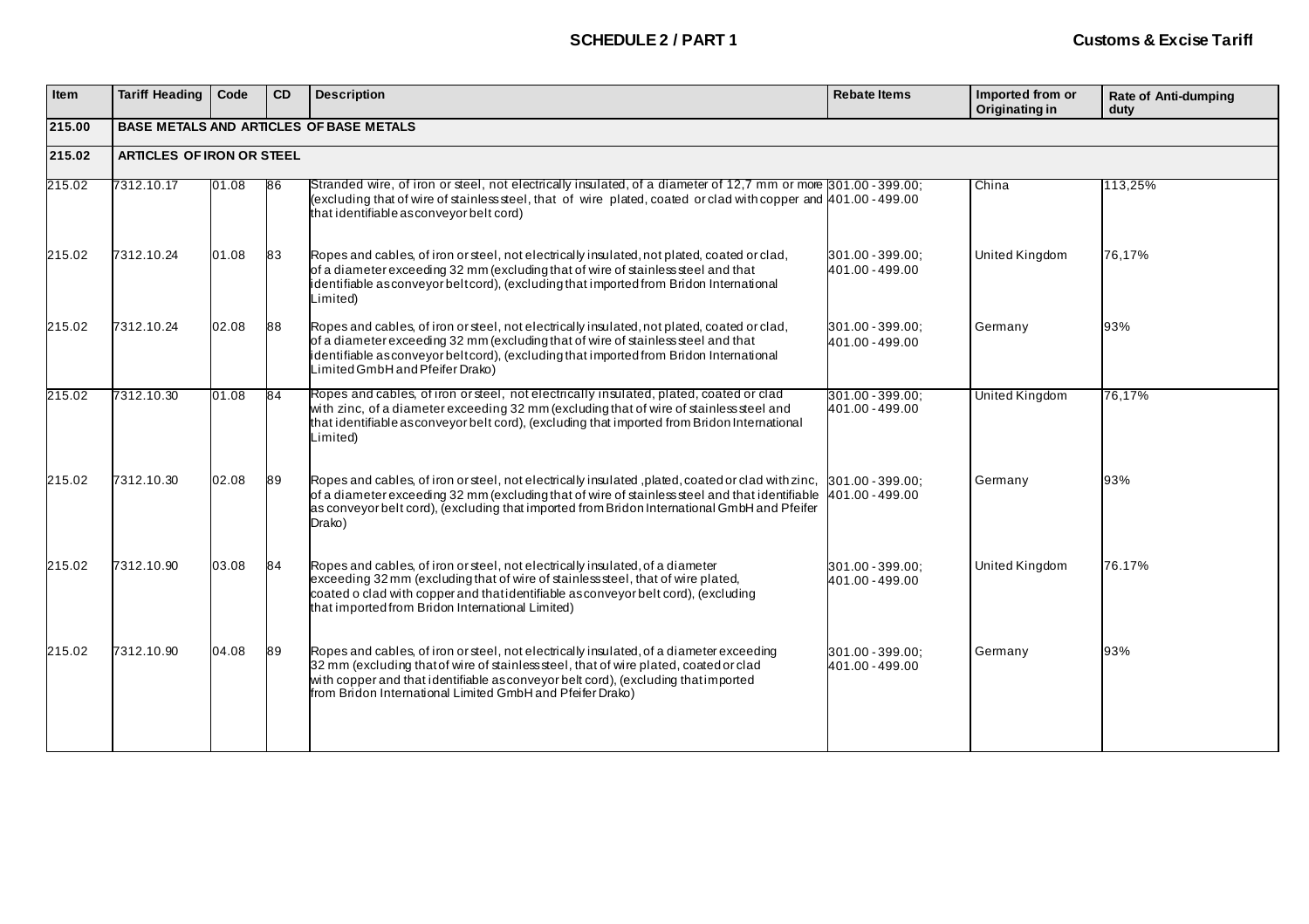| Item | Tariff Heading | Code | CD | Description | Rebate Items | Imported from or Originating in | Rate of Anti-dumping duty |
|---|---|---|---|---|---|---|---|
| 215.00 | BASE METALS AND ARTICLES OF BASE METALS | | | | | | |
| 215.02 | ARTICLES OF IRON OR STEEL | | | | | | |
| 215.02 | 7312.10.17 | 01.08 | 86 | Stranded wire, of iron or steel, not electrically insulated, of a diameter of 12,7 mm or more (excluding that of wire of stainless steel, that of wire plated, coated or clad with copper and that identifiable as conveyor belt cord) | 301.00 - 399.00; 401.00 - 499.00 | China | 113,25% |
| 215.02 | 7312.10.24 | 01.08 | 83 | Ropes and cables, of iron or steel, not electrically insulated, not plated, coated or clad, of a diameter exceeding 32 mm (excluding that of wire of stainless steel and that identifiable as conveyor belt cord), (excluding that imported from Bridon International Limited) | 301.00 - 399.00; 401.00 - 499.00 | United Kingdom | 76,17% |
| 215.02 | 7312.10.24 | 02.08 | 88 | Ropes and cables, of iron or steel, not electrically insulated, not plated, coated or clad, of a diameter exceeding 32 mm (excluding that of wire of stainless steel and that identifiable as conveyor belt cord), (excluding that imported from Bridon International Limited GmbH and Pfeifer Drako) | 301.00 - 399.00; 401.00 - 499.00 | Germany | 93% |
| 215.02 | 7312.10.30 | 01.08 | 84 | Ropes and cables, of iron or steel, not electrically insulated, plated, coated or clad with zinc, of a diameter exceeding 32 mm (excluding that of wire of stainless steel and that identifiable as conveyor belt cord), (excluding that imported from Bridon International Limited) | 301.00 - 399.00; 401.00 - 499.00 | United Kingdom | 76,17% |
| 215.02 | 7312.10.30 | 02.08 | 89 | Ropes and cables, of iron or steel, not electrically insulated ,plated, coated or clad with zinc, of a diameter exceeding 32 mm (excluding that of wire of stainless steel and that identifiable as conveyor belt cord), (excluding that imported from Bridon International GmbH and Pfeifer Drako) | 301.00 - 399.00; 401.00 - 499.00 | Germany | 93% |
| 215.02 | 7312.10.90 | 03.08 | 84 | Ropes and cables, of iron or steel, not electrically insulated, of a diameter exceeding 32 mm (excluding that of wire of stainless steel, that of wire plated, coated o clad with copper and that identifiable as conveyor belt cord), (excluding that imported from Bridon International Limited) | 301.00 - 399.00; 401.00 - 499.00 | United Kingdom | 76.17% |
| 215.02 | 7312.10.90 | 04.08 | 89 | Ropes and cables, of iron or steel, not electrically insulated, of a diameter exceeding 32 mm (excluding that of wire of stainless steel, that of wire plated, coated or clad with copper and that identifiable as conveyor belt cord), (excluding that imported from Bridon International Limited GmbH and Pfeifer Drako) | 301.00 - 399.00; 401.00 - 499.00 | Germany | 93% |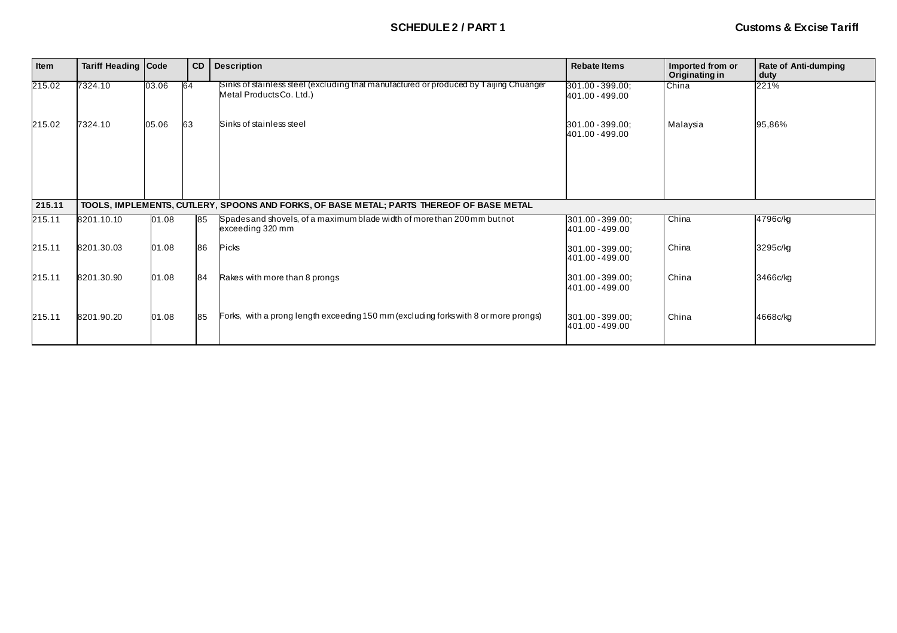| Item | Tariff Heading | Code | CD | Description | Rebate Items | Imported from or Originating in | Rate of Anti-dumping duty |
|---|---|---|---|---|---|---|---|
| 215.02 | 7324.10 | 03.06 | 64 | Sinks of stainless steel (excluding that manufactured or produced by Taijing Chuanger Metal Products Co. Ltd.) | 301.00 - 399.00; 401.00 - 499.00 | China | 221% |
| 215.02 | 7324.10 | 05.06 | 63 | Sinks of stainless steel | 301.00 - 399.00; 401.00 - 499.00 | Malaysia | 95,86% |
| **215.11** | **TOOLS, IMPLEMENTS, CUTLERY, SPOONS AND FORKS, OF BASE METAL; PARTS THEREOF OF BASE METAL** | | | | | | |
| 215.11 | 8201.10.10 | 01.08 | 85 | Spades and shovels, of a maximum blade width of more than 200 mm but not exceeding 320 mm | 301.00 - 399.00; 401.00 - 499.00 | China | 4796c/kg |
| 215.11 | 8201.30.03 | 01.08 | 86 | Picks | 301.00 - 399.00; 401.00 - 499.00 | China | 3295c/kg |
| 215.11 | 8201.30.90 | 01.08 | 84 | Rakes with more than 8 prongs | 301.00 - 399.00; 401.00 - 499.00 | China | 3466c/kg |
| 215.11 | 8201.90.20 | 01.08 | 85 | Forks, with a prong length exceeding 150 mm (excluding forks with 8 or more prongs) | 301.00 - 399.00; 401.00 - 499.00 | China | 4668c/kg |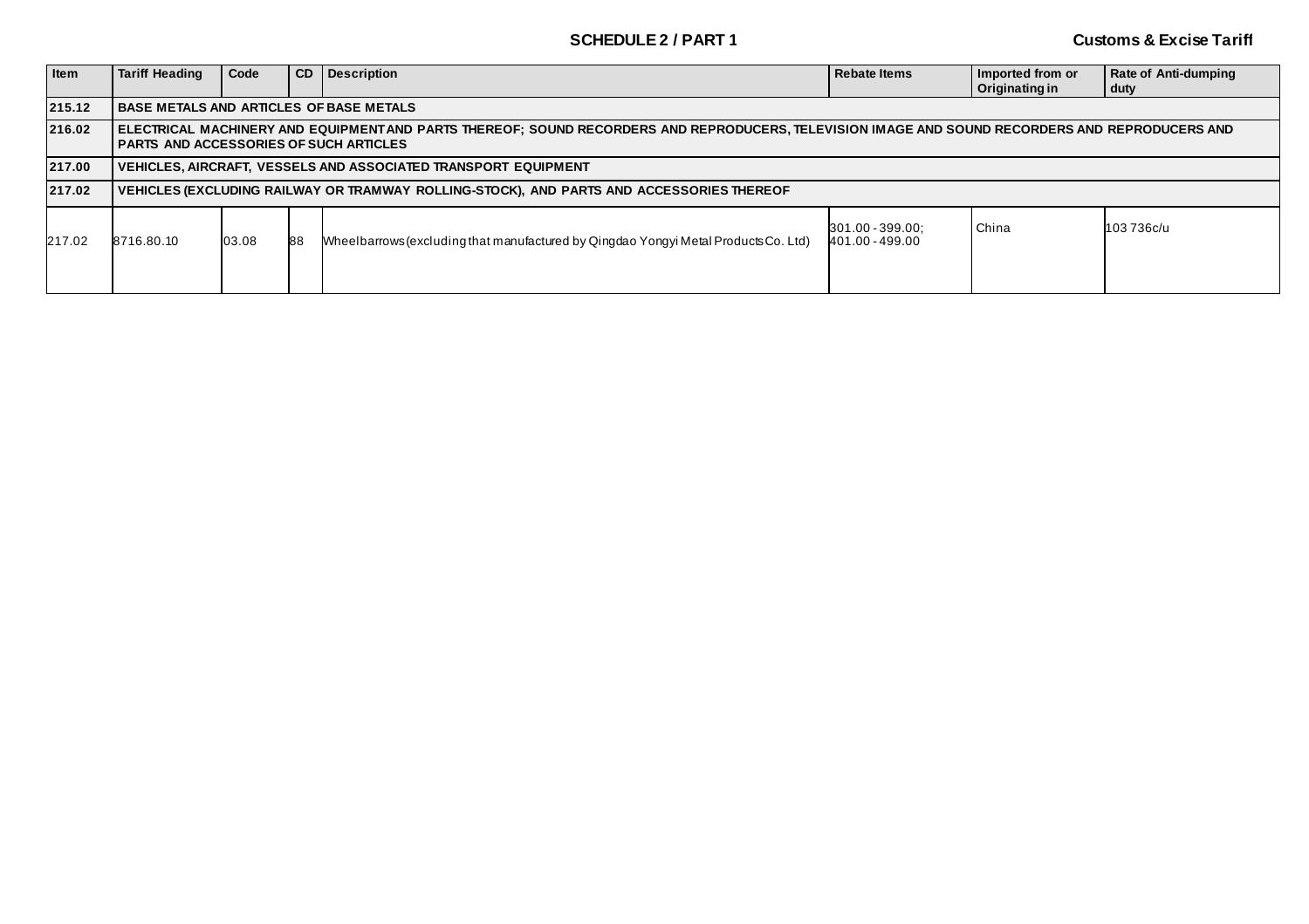| Item | Tariff Heading | Code | CD | Description | Rebate Items | Imported from or Originating in | Rate of Anti-dumping duty |
|---|---|---|---|---|---|---|---|
| **215.12** | **BASE METALS AND ARTICLES OF BASE METALS** | | | | | | |
| **216.02** | **ELECTRICAL MACHINERY AND EQUIPMENT AND PARTS THEREOF; SOUND RECORDERS AND REPRODUCERS, TELEVISION IMAGE AND SOUND RECORDERS AND REPRODUCERS AND PARTS AND ACCESSORIES OF SUCH ARTICLES** | | | | | | |
| **217.00** | **VEHICLES, AIRCRAFT, VESSELS AND ASSOCIATED TRANSPORT EQUIPMENT** | | | | | | |
| **217.02** | **VEHICLES (EXCLUDING RAILWAY OR TRAMWAY ROLLING-STOCK), AND PARTS AND ACCESSORIES THEREOF** | | | | | | |
| 217.02 | 8716.80.10 | 03.08 | 88 | Wheelbarrows (excluding that manufactured by Qingdao Yongyi Metal Products Co. Ltd) | 301.00 - 399.00; 401.00 - 499.00 | China | 103 736c/u |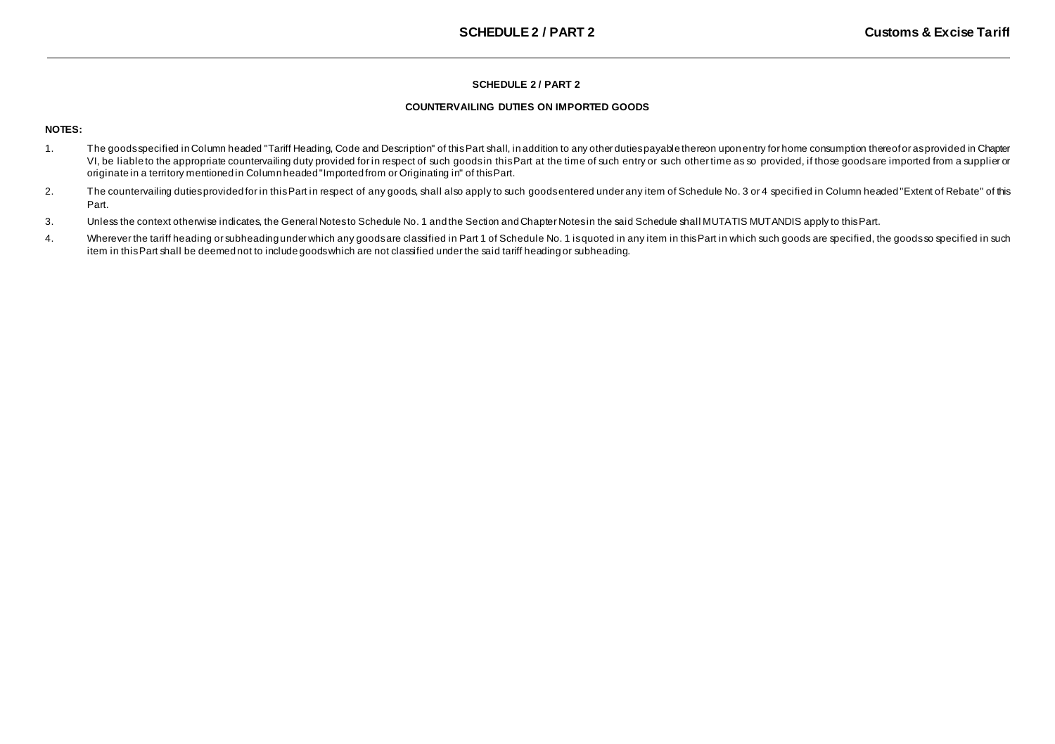## SCHEDULE 2 / PART 2

### COUNTERVAILING DUTIES ON IMPORTED GOODS

**NOTES:**

1. The goods specified in Column headed "Tariff Heading, Code and Description" of this Part shall, in addition to any other duties payable thereon upon entry for home consumption thereof or as provided in Chapter VI, be liable to the appropriate countervailing duty provided for in respect of such goods in this Part at the time of such entry or such other time as so provided, if those goods are imported from a supplier or originate in a territory mentioned in Column headed "Imported from or Originating in" of this Part.

2. The countervailing duties provided for in this Part in respect of any goods, shall also apply to such goods entered under any item of Schedule No. 3 or 4 specified in Column headed "Extent of Rebate" of this Part.

3. Unless the context otherwise indicates, the General Notes to Schedule No. 1 and the Section and Chapter Notes in the said Schedule shall MUTATIS MUTANDIS apply to this Part.

4. Wherever the tariff heading or subheading under which any goods are classified in Part 1 of Schedule No. 1 is quoted in any item in this Part in which such goods are specified, the goods so specified in such item in this Part shall be deemed not to include goods which are not classified under the said tariff heading or subheading.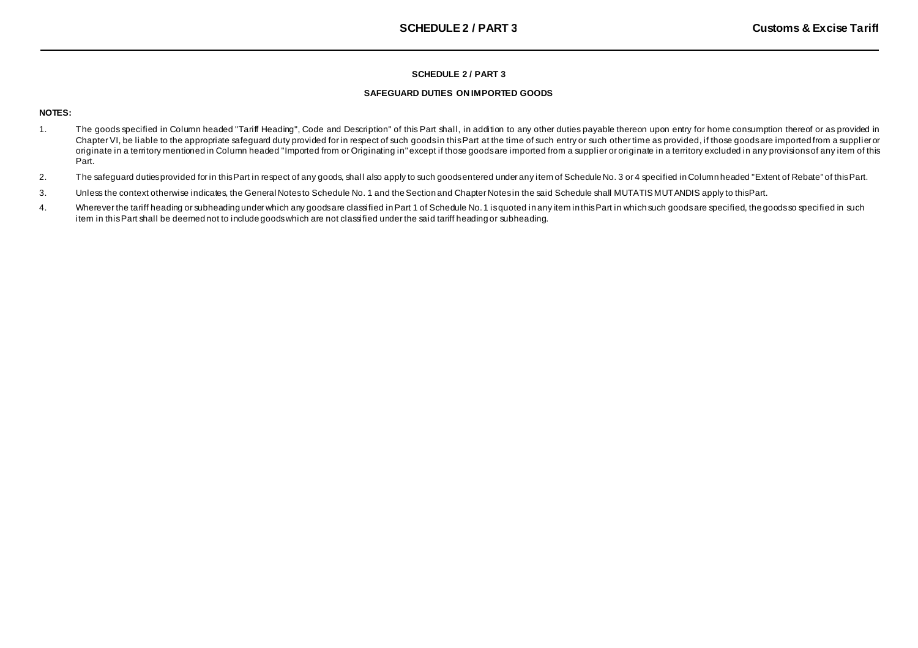## SCHEDULE 2 / PART 3

### SAFEGUARD DUTIES ON IMPORTED GOODS

**NOTES:**

1. The goods specified in Column headed "Tariff Heading", Code and Description" of this Part shall, in addition to any other duties payable thereon upon entry for home consumption thereof or as provided in Chapter VI, be liable to the appropriate safeguard duty provided for in respect of such goods in this Part at the time of such entry or such other time as provided, if those goods are imported from a supplier or originate in a territory mentioned in Column headed "Imported from or Originating in" except if those goods are imported from a supplier or originate in a territory excluded in any provisions of any item of this Part.

2. The safeguard duties provided for in this Part in respect of any goods, shall also apply to such goods entered under any item of Schedule No. 3 or 4 specified in Column headed "Extent of Rebate" of this Part.

3. Unless the context otherwise indicates, the General Notes to Schedule No. 1 and the Section and Chapter Notes in the said Schedule shall MUTATIS MUTANDIS apply to this Part.

4. Wherever the tariff heading or subheading under which any goods are classified in Part 1 of Schedule No. 1 is quoted in any item in this Part in which such goods are specified, the goods so specified in such item in this Part shall be deemed not to include goods which are not classified under the said tariff heading or subheading.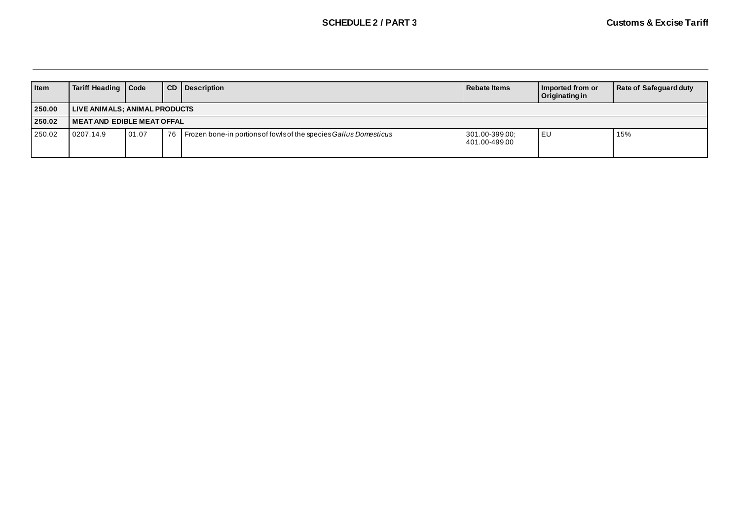| Item | Tariff Heading | Code | CD | Description | Rebate Items | Imported from or Originating in | Rate of Safeguard duty |
|---|---|---|---|---|---|---|---|
| **250.00** | **LIVE ANIMALS; ANIMAL PRODUCTS** | | | | | | |
| **250.02** | **MEAT AND EDIBLE MEAT OFFAL** | | | | | | |
| 250.02 | 0207.14.9 | 01.07 | 76 | Frozen bone-in portions of fowls of the species *Gallus Domesticus* | 301.00-399.00; 401.00-499.00 | EU | 15% |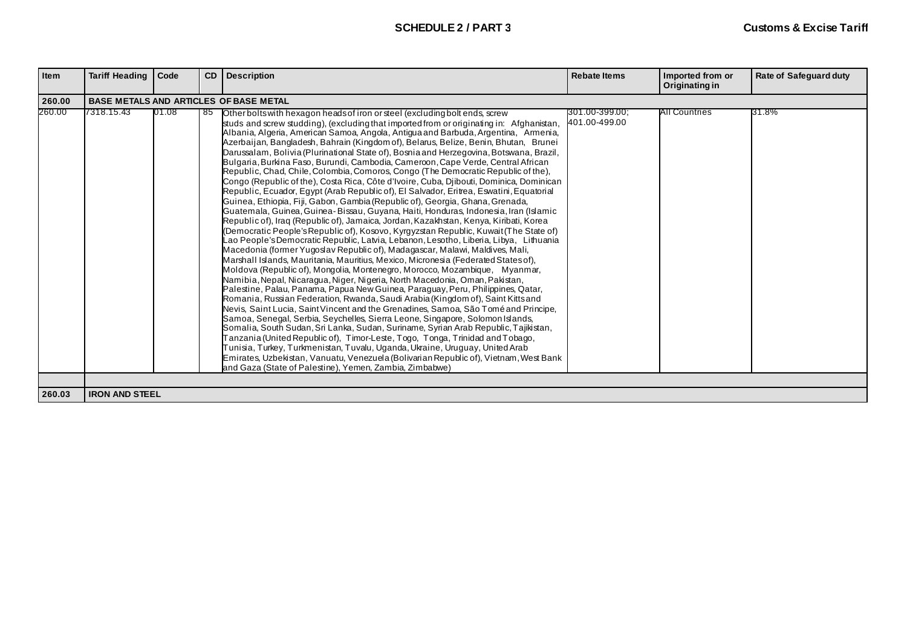| Item | Tariff Heading | Code | CD | Description | Rebate Items | Imported from or Originating in | Rate of Safeguard duty |
|---|---|---|---|---|---|---|---|
| **260.00** | **BASE METALS AND ARTICLES OF BASE METAL** | | | | | | |
| 260.00 | 7318.15.43 | 01.08 | 85 | Other bolts with hexagon heads of iron or steel (excluding bolt ends, screw studs and screw studding), (excluding that imported from or originating in: Afghanistan, Albania, Algeria, American Samoa, Angola, Antigua and Barbuda, Argentina, Armenia, Azerbaijan, Bangladesh, Bahrain (Kingdom of), Belarus, Belize, Benin, Bhutan, Brunei Darussalam, Bolivia (Plurinational State of), Bosnia and Herzegovina, Botswana, Brazil, Bulgaria, Burkina Faso, Burundi, Cambodia, Cameroon, Cape Verde, Central African Republic, Chad, Chile, Colombia, Comoros, Congo (The Democratic Republic of the), Congo (Republic of the), Costa Rica, Côte d'Ivoire, Cuba, Djibouti, Dominica, Dominican Republic, Ecuador, Egypt (Arab Republic of), El Salvador, Eritrea, Eswatini, Equatorial Guinea, Ethiopia, Fiji, Gabon, Gambia (Republic of), Georgia, Ghana, Grenada, Guatemala, Guinea, Guinea-Bissau, Guyana, Haiti, Honduras, Indonesia, Iran (Islamic Republic of), Iraq (Republic of), Jamaica, Jordan, Kazakhstan, Kenya, Kiribati, Korea (Democratic People's Republic of), Kosovo, Kyrgyzstan Republic, Kuwait (The State of) Lao People's Democratic Republic, Latvia, Lebanon, Lesotho, Liberia, Libya, Lithuania Macedonia (former Yugoslav Republic of), Madagascar, Malawi, Maldives, Mali, Marshall Islands, Mauritania, Mauritius, Mexico, Micronesia (Federated States of), Moldova (Republic of), Mongolia, Montenegro, Morocco, Mozambique, Myanmar, Namibia, Nepal, Nicaragua, Niger, Nigeria, North Macedonia, Oman, Pakistan, Palestine, Palau, Panama, Papua New Guinea, Paraguay, Peru, Philippines, Qatar, Romania, Russian Federation, Rwanda, Saudi Arabia (Kingdom of), Saint Kitts and Nevis, Saint Lucia, Saint Vincent and the Grenadines, Samoa, São Tomé and Principe, Samoa, Senegal, Serbia, Seychelles, Sierra Leone, Singapore, Solomon Islands, Somalia, South Sudan, Sri Lanka, Sudan, Suriname, Syrian Arab Republic, Tajikistan, Tanzania (United Republic of), Timor-Leste, Togo, Tonga, Trinidad and Tobago, Tunisia, Turkey, Turkmenistan, Tuvalu, Uganda, Ukraine, Uruguay, United Arab Emirates, Uzbekistan, Vanuatu, Venezuela (Bolivarian Republic of), Vietnam, West Bank and Gaza (State of Palestine), Yemen, Zambia, Zimbabwe) | 301.00-399.00; 401.00-499.00 | All Countries | 31.8% |
| | | | | | | | |
| **260.03** | **IRON AND STEEL** | | | | | | |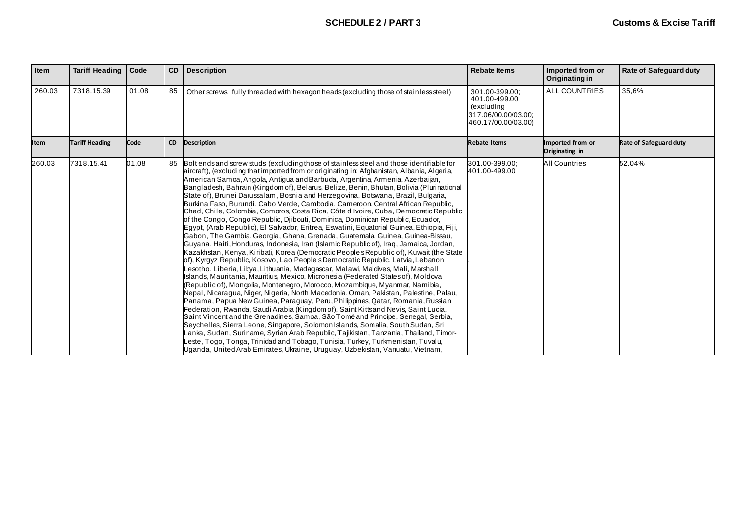| Item | Tariff Heading | Code | CD | Description | Rebate Items | Imported from or Originating in | Rate of Safeguard duty |
|---|---|---|---|---|---|---|---|
| 260.03 | 7318.15.39 | 01.08 | 85 | Other screws, fully threaded with hexagon heads (excluding those of stainless steel) | 301.00-399.00; 401.00-499.00 (excluding 317.06/00.00/03.00; 460.17/00.00/03.00) | ALL COUNTRIES | 35,6% |

| Item | Tariff Heading | Code | CD | Description | Rebate Items | Imported from or Originating in | Rate of Safeguard duty |
|---|---|---|---|---|---|---|---|
| 260.03 | 7318.15.41 | 01.08 | 85 | Bolt ends and screw studs (excluding those of stainless steel and those identifiable for aircraft), (excluding that imported from or originating in: Afghanistan, Albania, Algeria, American Samoa, Angola, Antigua and Barbuda, Argentina, Armenia, Azerbaijan, Bangladesh, Bahrain (Kingdom of), Belarus, Belize, Benin, Bhutan, Bolivia (Plurinational State of), Brunei Darussalam, Bosnia and Herzegovina, Botswana, Brazil, Bulgaria, Burkina Faso, Burundi, Cabo Verde, Cambodia, Cameroon, Central African Republic, Chad, Chile, Colombia, Comoros, Costa Rica, Côte d Ivoire, Cuba, Democratic Republic of the Congo, Congo Republic, Djibouti, Dominica, Dominican Republic, Ecuador, Egypt, (Arab Republic), El Salvador, Eritrea, Eswatini, Equatorial Guinea, Ethiopia, Fiji, Gabon, The Gambia, Georgia, Ghana, Grenada, Guatemala, Guinea, Guinea-Bissau, Guyana, Haiti, Honduras, Indonesia, Iran (Islamic Republic of), Iraq, Jamaica, Jordan, Kazakhstan, Kenya, Kiribati, Korea (Democratic People s Republic of), Kuwait (the State of), Kyrgyz Republic, Kosovo, Lao People s Democratic Republic, Latvia, Lebanon Lesotho, Liberia, Libya, Lithuania, Madagascar, Malawi, Maldives, Mali, Marshall Islands, Mauritania, Mauritius, Mexico, Micronesia (Federated States of), Moldova (Republic of), Mongolia, Montenegro, Morocco, Mozambique, Myanmar, Namibia, Nepal, Nicaragua, Niger, Nigeria, North Macedonia, Oman, Pakistan, Palestine, Palau, Panama, Papua New Guinea, Paraguay, Peru, Philippines, Qatar, Romania, Russian Federation, Rwanda, Saudi Arabia (Kingdom of), Saint Kitts and Nevis, Saint Lucia, Saint Vincent and the Grenadines, Samoa, São Tomé and Principe, Senegal, Serbia, Seychelles, Sierra Leone, Singapore, Solomon Islands, Somalia, South Sudan, Sri Lanka, Sudan, Suriname, Syrian Arab Republic, Tajikistan, Tanzania, Thailand, Timor-Leste, Togo, Tonga, Trinidad and Tobago, Tunisia, Turkey, Turkmenistan, Tuvalu, Uganda, United Arab Emirates, Ukraine, Uruguay, Uzbekistan, Vanuatu, Vietnam, | 301.00-399.00; 401.00-499.00 , | All Countries | 52.04% |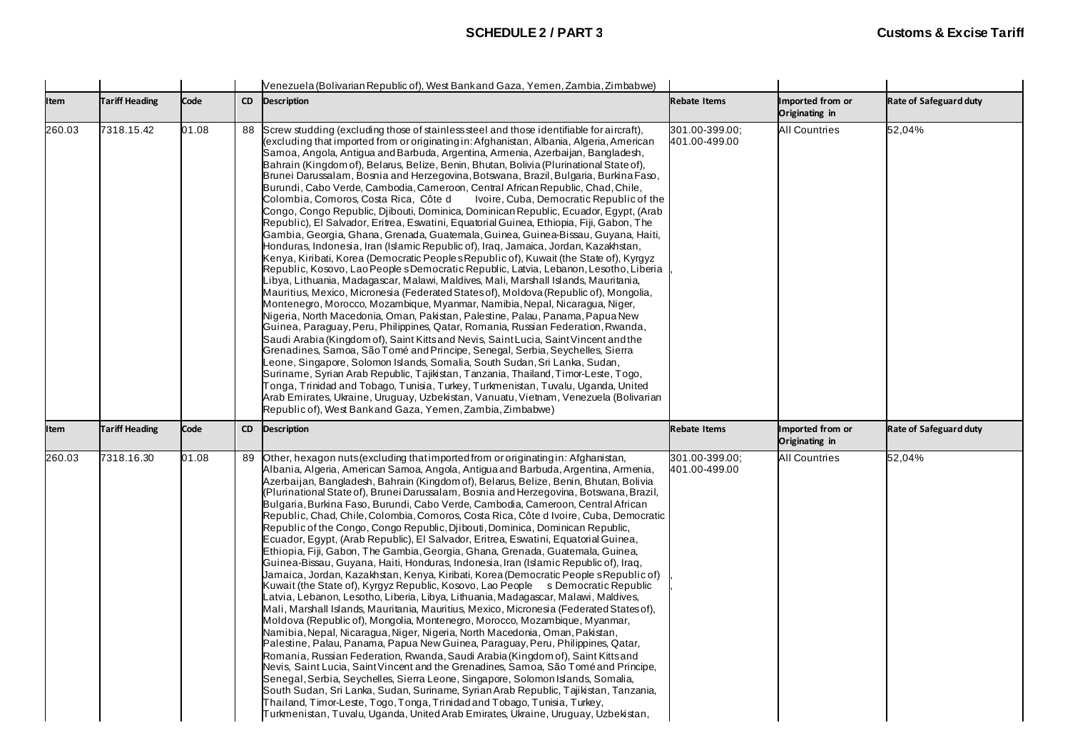| | | | | Venezuela (Bolivarian Republic of), West Bank and Gaza, Yemen, Zambia, Zimbabwe) | | | |
|---|---|---|---|---|---|---|---|
| **Item** | **Tariff Heading** | **Code** | **CD** | **Description** | **Rebate Items** | **Imported from or Originating in** | **Rate of Safeguard duty** |
| 260.03 | 7318.15.42 | 01.08 | 88 | Screw studding (excluding those of stainless steel and those identifiable for aircraft), (excluding that imported from or originating in: Afghanistan, Albania, Algeria, American Samoa, Angola, Antigua and Barbuda, Argentina, Armenia, Azerbaijan, Bangladesh, Bahrain (Kingdom of), Belarus, Belize, Benin, Bhutan, Bolivia (Plurinational State of), Brunei Darussalam, Bosnia and Herzegovina, Botswana, Brazil, Bulgaria, Burkina Faso, Burundi, Cabo Verde, Cambodia, Cameroon, Central African Republic, Chad, Chile, Colombia, Comoros, Costa Rica, Côte d Ivoire, Cuba, Democratic Republic of the Congo, Congo Republic, Djibouti, Dominica, Dominican Republic, Ecuador, Egypt, (Arab Republic), El Salvador, Eritrea, Eswatini, Equatorial Guinea, Ethiopia, Fiji, Gabon, The Gambia, Georgia, Ghana, Grenada, Guatemala, Guinea, Guinea-Bissau, Guyana, Haiti, Honduras, Indonesia, Iran (Islamic Republic of), Iraq, Jamaica, Jordan, Kazakhstan, Kenya, Kiribati, Korea (Democratic People s Republic of), Kuwait (the State of), Kyrgyz Republic, Kosovo, Lao People s Democratic Republic, Latvia, Lebanon, Lesotho, Liberia, Libya, Lithuania, Madagascar, Malawi, Maldives, Mali, Marshall Islands, Mauritania, Mauritius, Mexico, Micronesia (Federated States of), Moldova (Republic of), Mongolia, Montenegro, Morocco, Mozambique, Myanmar, Namibia, Nepal, Nicaragua, Niger, Nigeria, North Macedonia, Oman, Pakistan, Palestine, Palau, Panama, Papua New Guinea, Paraguay, Peru, Philippines, Qatar, Romania, Russian Federation, Rwanda, Saudi Arabia (Kingdom of), Saint Kitts and Nevis, Saint Lucia, Saint Vincent and the Grenadines, Samoa, São Tomé and Principe, Senegal, Serbia, Seychelles, Sierra Leone, Singapore, Solomon Islands, Somalia, South Sudan, Sri Lanka, Sudan, Suriname, Syrian Arab Republic, Tajikistan, Tanzania, Thailand, Timor-Leste, Togo, Tonga, Trinidad and Tobago, Tunisia, Turkey, Turkmenistan, Tuvalu, Uganda, United Arab Emirates, Ukraine, Uruguay, Uzbekistan, Vanuatu, Vietnam, Venezuela (Bolivarian Republic of), West Bank and Gaza, Yemen, Zambia, Zimbabwe) | 301.00-399.00; 401.00-499.00 | All Countries | 52,04% |
| **Item** | **Tariff Heading** | **Code** | **CD** | **Description** | **Rebate Items** | **Imported from or Originating in** | **Rate of Safeguard duty** |
| 260.03 | 7318.16.30 | 01.08 | 89 | Other, hexagon nuts (excluding that imported from or originating in: Afghanistan, Albania, Algeria, American Samoa, Angola, Antigua and Barbuda, Argentina, Armenia, Azerbaijan, Bangladesh, Bahrain (Kingdom of), Belarus, Belize, Benin, Bhutan, Bolivia (Plurinational State of), Brunei Darussalam, Bosnia and Herzegovina, Botswana, Brazil, Bulgaria, Burkina Faso, Burundi, Cabo Verde, Cambodia, Cameroon, Central African Republic, Chad, Chile, Colombia, Comoros, Costa Rica, Côte d Ivoire, Cuba, Democratic Republic of the Congo, Congo Republic, Djibouti, Dominica, Dominican Republic, Ecuador, Egypt, (Arab Republic), El Salvador, Eritrea, Eswatini, Equatorial Guinea, Ethiopia, Fiji, Gabon, The Gambia, Georgia, Ghana, Grenada, Guatemala, Guinea, Guinea-Bissau, Guyana, Haiti, Honduras, Indonesia, Iran (Islamic Republic of), Iraq, Jamaica, Jordan, Kazakhstan, Kenya, Kiribati, Korea (Democratic People s Republic of), Kuwait (the State of), Kyrgyz Republic, Kosovo, Lao People s Democratic Republic, Latvia, Lebanon, Lesotho, Liberia, Libya, Lithuania, Madagascar, Malawi, Maldives, Mali, Marshall Islands, Mauritania, Mauritius, Mexico, Micronesia (Federated States of), Moldova (Republic of), Mongolia, Montenegro, Morocco, Mozambique, Myanmar, Namibia, Nepal, Nicaragua, Niger, Nigeria, North Macedonia, Oman, Pakistan, Palestine, Palau, Panama, Papua New Guinea, Paraguay, Peru, Philippines, Qatar, Romania, Russian Federation, Rwanda, Saudi Arabia (Kingdom of), Saint Kitts and Nevis, Saint Lucia, Saint Vincent and the Grenadines, Samoa, São Tomé and Principe, Senegal, Serbia, Seychelles, Sierra Leone, Singapore, Solomon Islands, Somalia, South Sudan, Sri Lanka, Sudan, Suriname, Syrian Arab Republic, Tajikistan, Tanzania, Thailand, Timor-Leste, Togo, Tonga, Trinidad and Tobago, Tunisia, Turkey, Turkmenistan, Tuvalu, Uganda, United Arab Emirates, Ukraine, Uruguay, Uzbekistan, | 301.00-399.00; 401.00-499.00 | All Countries | 52,04% |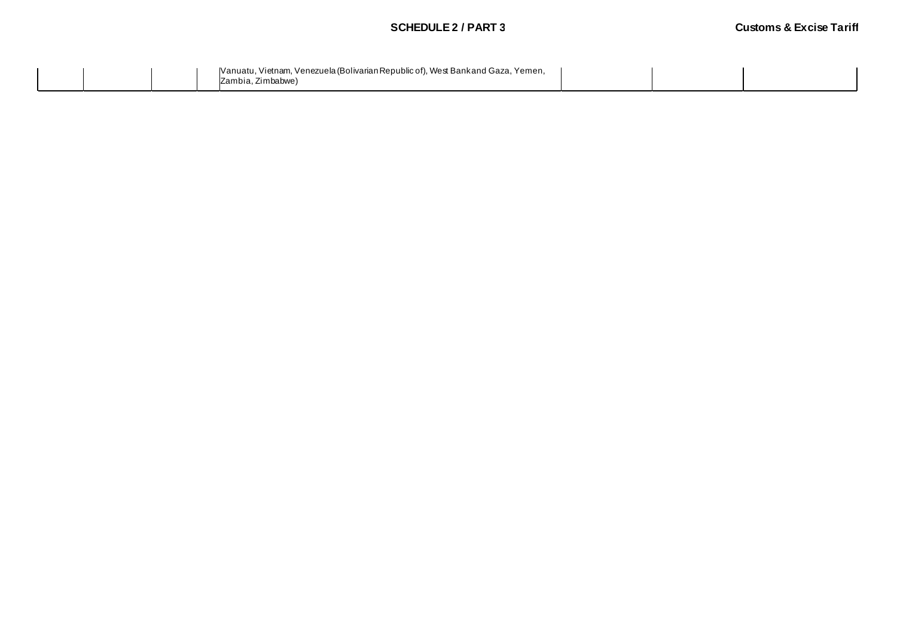| | | | | | | | |
|---|---|---|---|---|---|---|---|
| | | | | Vanuatu, Vietnam, Venezuela (Bolivarian Republic of), West Bank and Gaza, Yemen, Zambia, Zimbabwe) | | | |